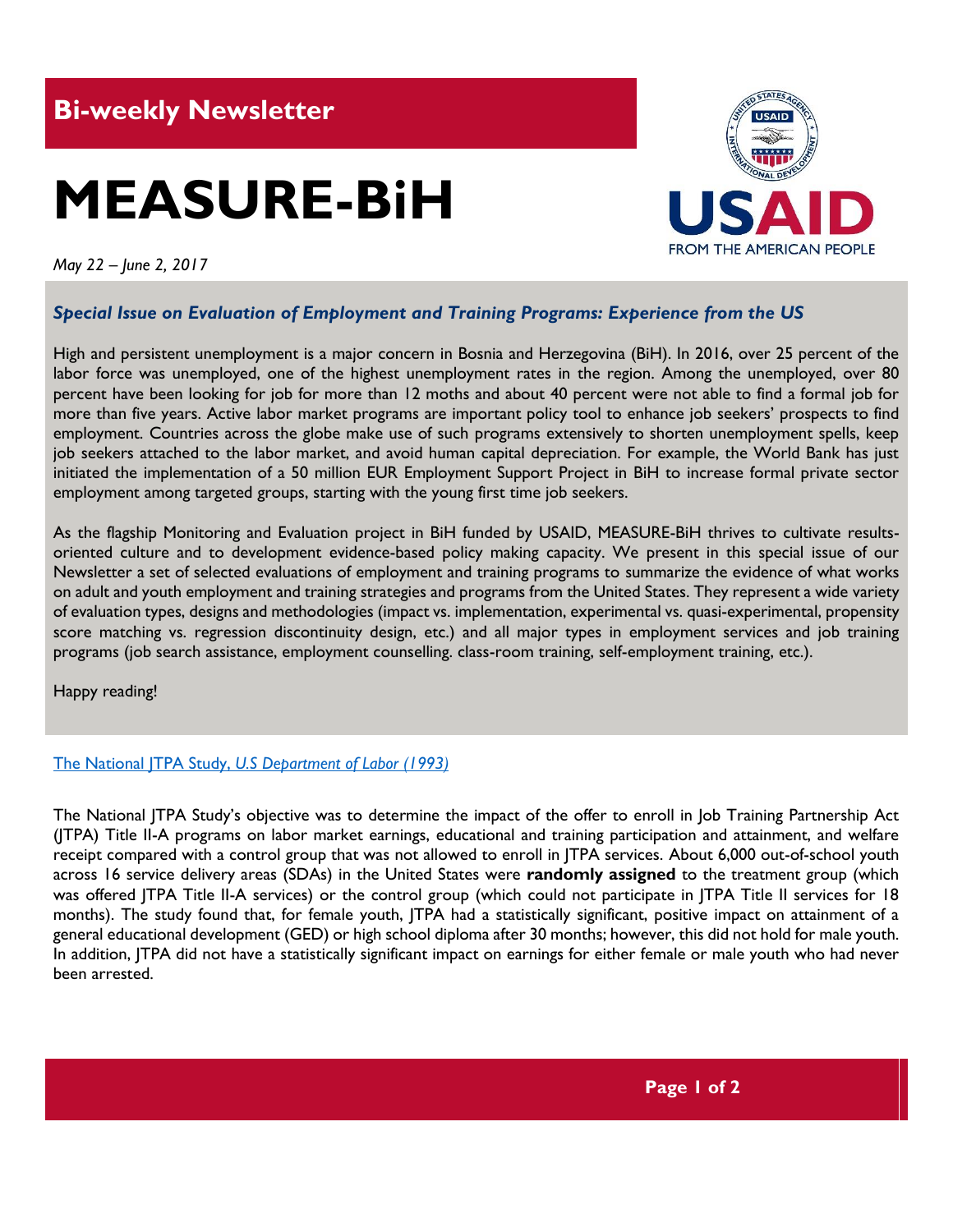## Bi-weekly Newsletter

# MEASURE-BiH

*May 22 – June 2, 2017*

### *Special Issue on Evaluation of Employment and Training Programs: Experience from the US*

High and persistent unemployment is a major concern in Bosnia and Herzegovina (BiH). In 2016, over 25 percent of the labor force was unemployed, one of the highest unemployment rates in the region. Among the unemployed, over 80 percent have been looking for job for more than 12 moths and about 40 percent were not able to find a formal job for more than five years. Active labor market programs are important policy tool to enhance job seekers' prospects to find employment. Countries across the globe make use of such programs extensively to shorten unemployment spells, keep job seekers attached to the labor market, and avoid human capital depreciation. For example, the World Bank has just initiated the implementation of a 50 million EUR Employment Support Project in BiH to increase formal private sector employment among targeted groups, starting with the young first time job seekers.

As the flagship Monitoring and Evaluation project in BiH funded by USAID, MEASURE-BiH thrives to cultivate results-oriented culture and to development evidence-based policy making capacity. We present in this special issue of our Newsletter a set of selected evaluations of employment and training programs to summarize the evidence of what works on adult and youth employment and training strategies and programs from the United States. They represent a wide variety of evaluation types, designs and methodologies (impact vs. implementation, experimental vs. quasi-experimental, propensity score matching vs. regression discontinuity design, etc.) and all major types in employment services and job training programs (job search assistance, employment counselling. class-room training, self-employment training, etc.).

Happy reading!

The National JTPA Study, *U.S Department of Labor (1993)*

The National JTPA Study's objective was to determine the impact of the offer to enroll in Job Training Partnership Act (JTPA) Title II-A programs on labor market earnings, educational and training participation and attainment, and welfare receipt compared with a control group that was not allowed to enroll in JTPA services. About 6,000 out-of-school youth across 16 service delivery areas (SDAs) in the United States were **randomly assigned** to the treatment group (which was offered JTPA Title II-A services) or the control group (which could not participate in JTPA Title II services for 18 months). The study found that, for female youth, JTPA had a statistically significant, positive impact on attainment of a general educational development (GED) or high school diploma after 30 months; however, this did not hold for male youth. In addition, JTPA did not have a statistically significant impact on earnings for either female or male youth who had never been arrested.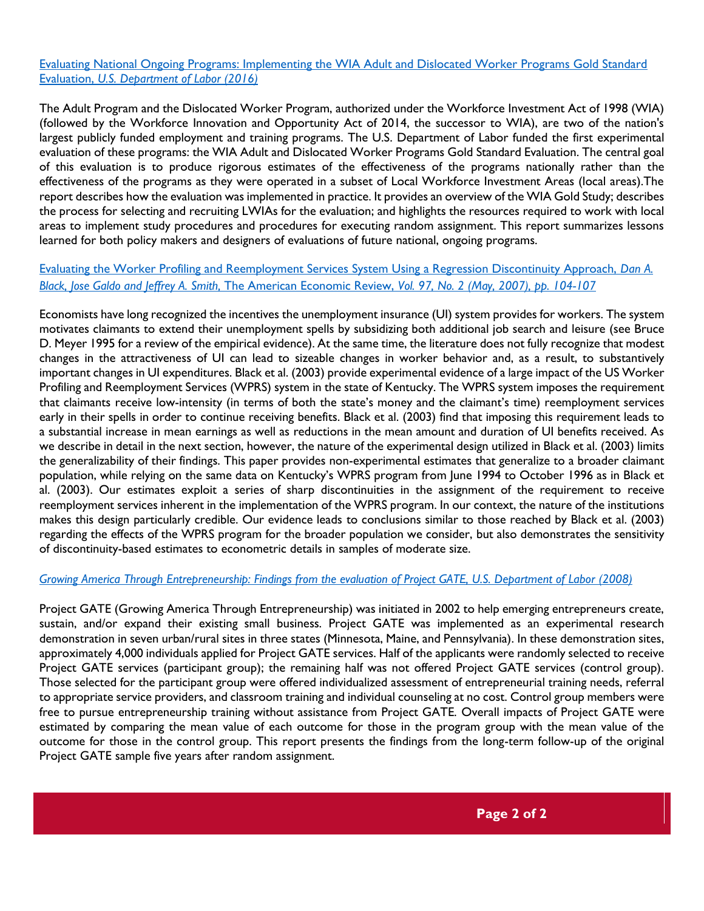[Evaluating National Ongoing Programs: Implementing the WIA Adult and Dislocated Worker Programs Gold Standard Evaluation, *U.S. Department of Labor (2016)*]

The Adult Program and the Dislocated Worker Program, authorized under the Workforce Investment Act of 1998 (WIA) (followed by the Workforce Innovation and Opportunity Act of 2014, the successor to WIA), are two of the nation's largest publicly funded employment and training programs. The U.S. Department of Labor funded the first experimental evaluation of these programs: the WIA Adult and Dislocated Worker Programs Gold Standard Evaluation. The central goal of this evaluation is to produce rigorous estimates of the effectiveness of the programs nationally rather than the effectiveness of the programs as they were operated in a subset of Local Workforce Investment Areas (local areas).The report describes how the evaluation was implemented in practice. It provides an overview of the WIA Gold Study; describes the process for selecting and recruiting LWIAs for the evaluation; and highlights the resources required to work with local areas to implement study procedures and procedures for executing random assignment. This report summarizes lessons learned for both policy makers and designers of evaluations of future national, ongoing programs.

[Evaluating the Worker Profiling and Reemployment Services System Using a Regression Discontinuity Approach, *Dan A. Black, Jose Galdo and Jeffrey A. Smith,* The American Economic Review, *Vol. 97, No. 2 (May, 2007), pp. 104-107*]

Economists have long recognized the incentives the unemployment insurance (UI) system provides for workers. The system motivates claimants to extend their unemployment spells by subsidizing both additional job search and leisure (see Bruce D. Meyer 1995 for a review of the empirical evidence). At the same time, the literature does not fully recognize that modest changes in the attractiveness of UI can lead to sizeable changes in worker behavior and, as a result, to substantively important changes in UI expenditures. Black et al. (2003) provide experimental evidence of a large impact of the US Worker Profiling and Reemployment Services (WPRS) system in the state of Kentucky. The WPRS system imposes the requirement that claimants receive low-intensity (in terms of both the state's money and the claimant's time) reemployment services early in their spells in order to continue receiving benefits. Black et al. (2003) find that imposing this requirement leads to a substantial increase in mean earnings as well as reductions in the mean amount and duration of UI benefits received. As we describe in detail in the next section, however, the nature of the experimental design utilized in Black et al. (2003) limits the generalizability of their findings. This paper provides non-experimental estimates that generalize to a broader claimant population, while relying on the same data on Kentucky's WPRS program from June 1994 to October 1996 as in Black et al. (2003). Our estimates exploit a series of sharp discontinuities in the assignment of the requirement to receive reemployment services inherent in the implementation of the WPRS program. In our context, the nature of the institutions makes this design particularly credible. Our evidence leads to conclusions similar to those reached by Black et al. (2003) regarding the effects of the WPRS program for the broader population we consider, but also demonstrates the sensitivity of discontinuity-based estimates to econometric details in samples of moderate size.

[*Growing America Through Entrepreneurship: Findings from the evaluation of Project GATE, U.S. Department of Labor (2008)*]

Project GATE (Growing America Through Entrepreneurship) was initiated in 2002 to help emerging entrepreneurs create, sustain, and/or expand their existing small business. Project GATE was implemented as an experimental research demonstration in seven urban/rural sites in three states (Minnesota, Maine, and Pennsylvania). In these demonstration sites, approximately 4,000 individuals applied for Project GATE services. Half of the applicants were randomly selected to receive Project GATE services (participant group); the remaining half was not offered Project GATE services (control group). Those selected for the participant group were offered individualized assessment of entrepreneurial training needs, referral to appropriate service providers, and classroom training and individual counseling at no cost. Control group members were free to pursue entrepreneurship training without assistance from Project GATE. Overall impacts of Project GATE were estimated by comparing the mean value of each outcome for those in the program group with the mean value of the outcome for those in the control group. This report presents the findings from the long-term follow-up of the original Project GATE sample five years after random assignment.